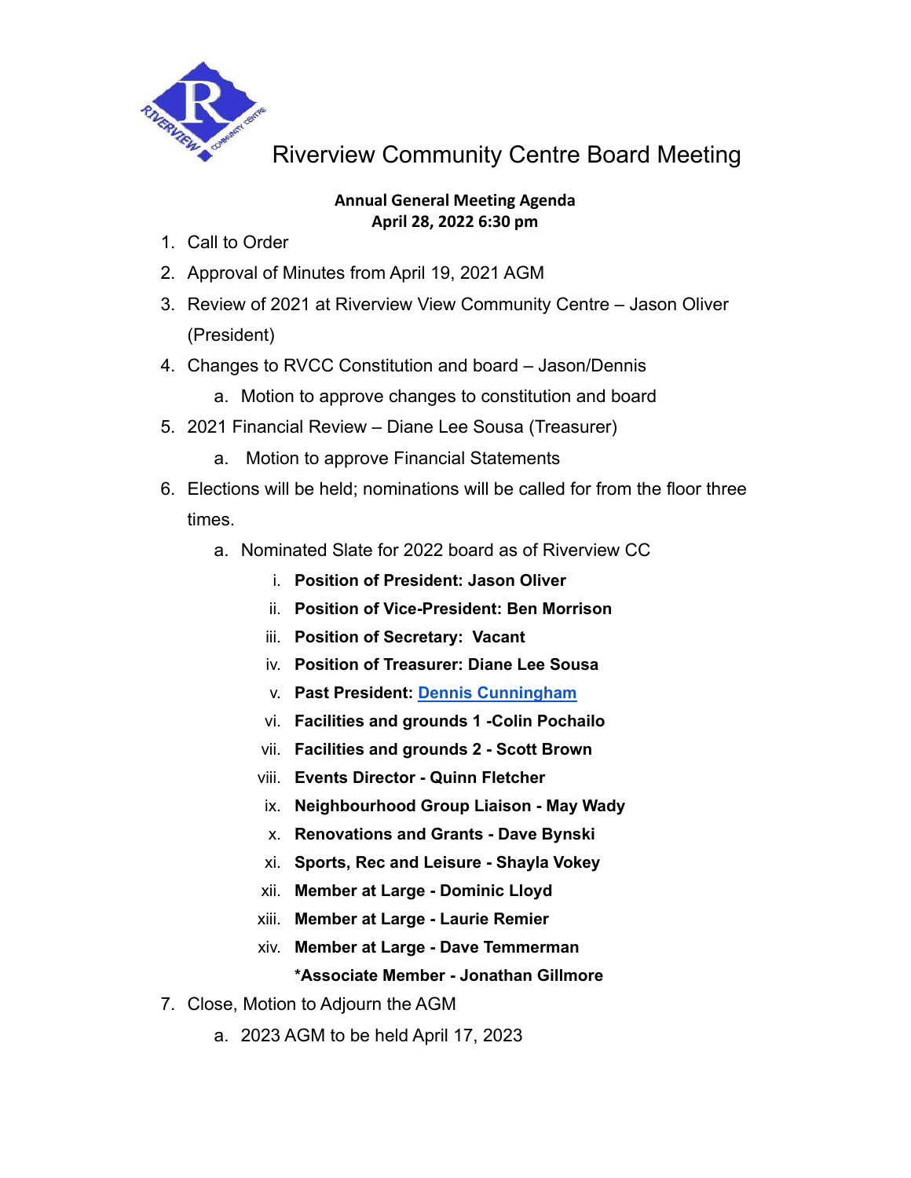# Riverview Community Centre Board Meeting

**Annual General Meeting Agenda**
**April 28, 2022 6:30 pm**

1. Call to Order
2. Approval of Minutes from April 19, 2021 AGM
3. Review of 2021 at Riverview View Community Centre – Jason Oliver (President)
4. Changes to RVCC Constitution and board – Jason/Dennis
   a. Motion to approve changes to constitution and board
5. 2021 Financial Review – Diane Lee Sousa (Treasurer)
   a. Motion to approve Financial Statements
6. Elections will be held; nominations will be called for from the floor three times.
   a. Nominated Slate for 2022 board as of Riverview CC
      i. **Position of President: Jason Oliver**
      ii. **Position of Vice-President: Ben Morrison**
      iii. **Position of Secretary: Vacant**
      iv. **Position of Treasurer: Diane Lee Sousa**
      v. **Past President: Dennis Cunningham**
      vi. **Facilities and grounds 1 -Colin Pochailo**
      vii. **Facilities and grounds 2 - Scott Brown**
      viii. **Events Director - Quinn Fletcher**
      ix. **Neighbourhood Group Liaison - May Wady**
      x. **Renovations and Grants - Dave Bynski**
      xi. **Sports, Rec and Leisure - Shayla Vokey**
      xii. **Member at Large - Dominic Lloyd**
      xiii. **Member at Large - Laurie Remier**
      xiv. **Member at Large - Dave Temmerman**
      **\*Associate Member - Jonathan Gillmore**
7. Close, Motion to Adjourn the AGM
   a. 2023 AGM to be held April 17, 2023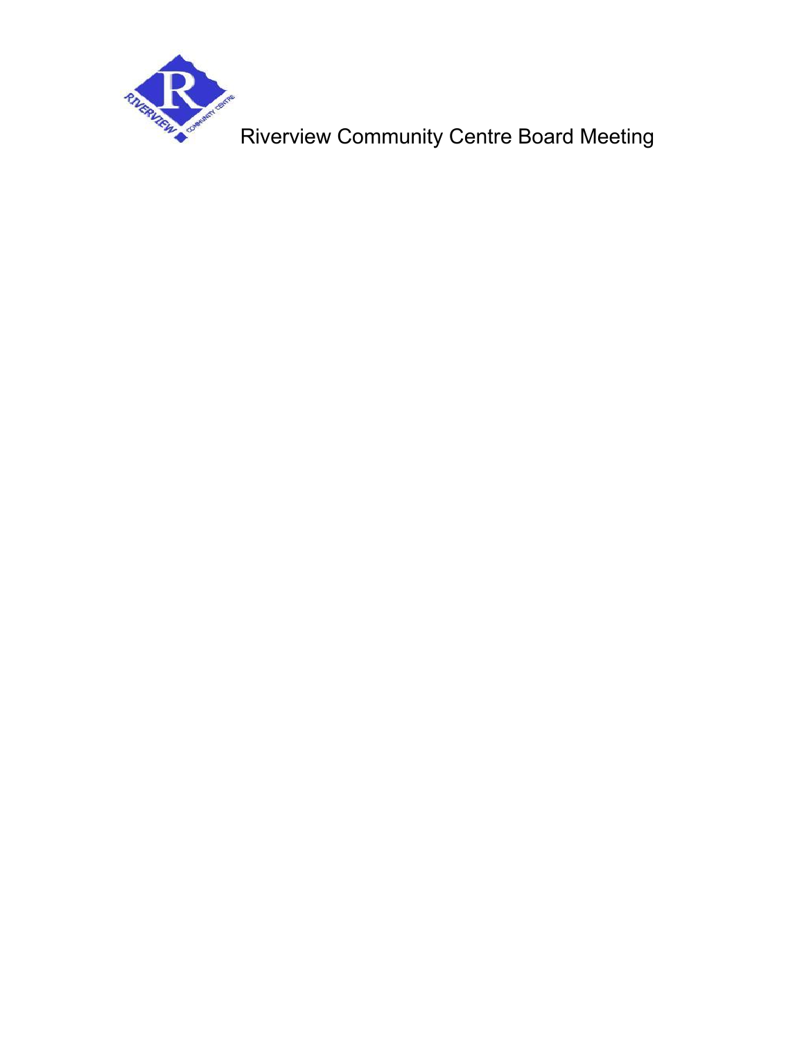Riverview Community Centre Board Meeting